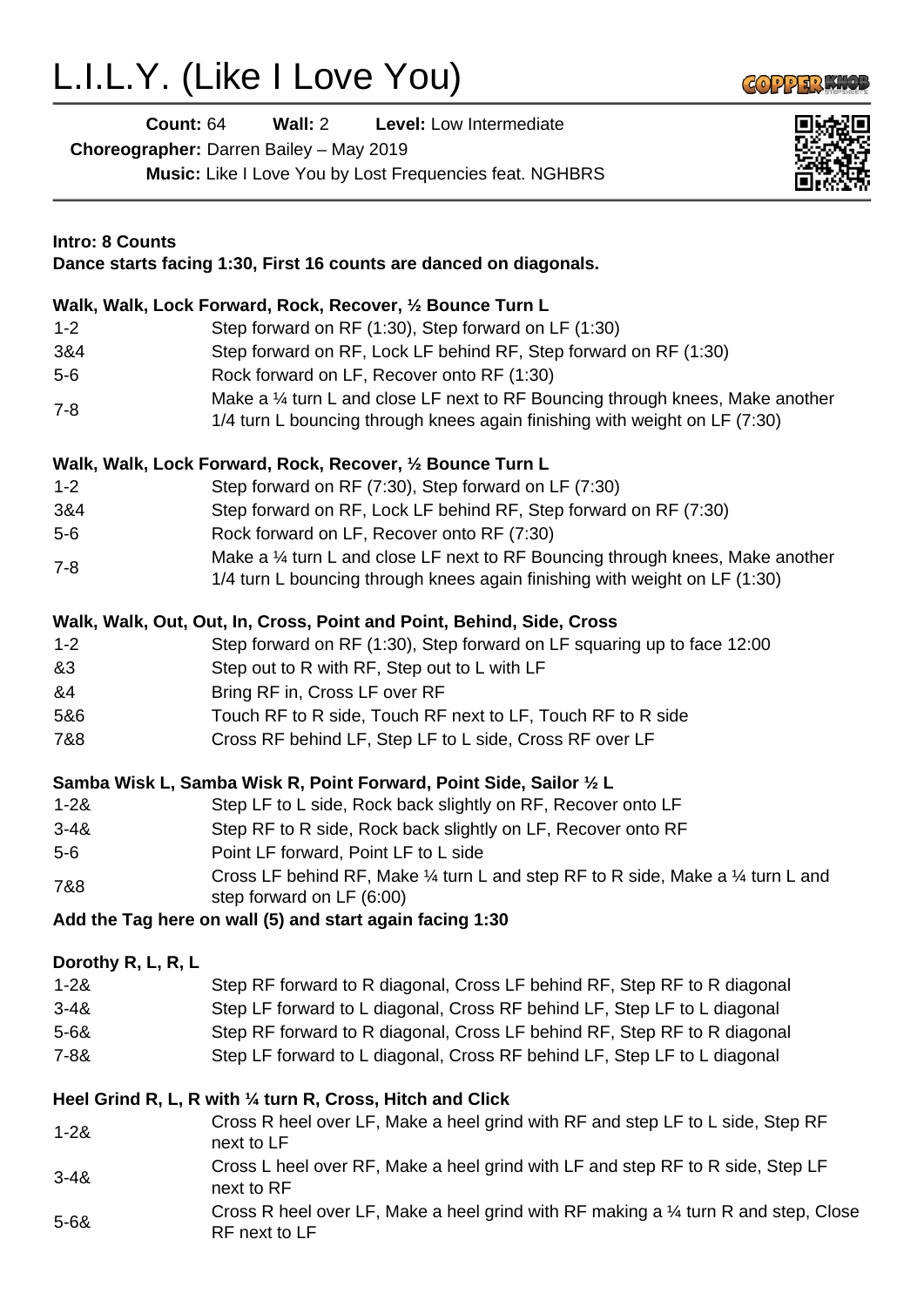# L.I.L.Y. (Like I Love You)

**Count:** 64 **Wall:** 2 **Level:** Low Intermediate

**Choreographer:** Darren Bailey – May 2019

**Music:** Like I Love You by Lost Frequencies feat. NGHBRS

**Intro: 8 Counts**

**Dance starts facing 1:30, First 16 counts are danced on diagonals.**

**Walk, Walk, Lock Forward, Rock, Recover, ½ Bounce Turn L**

| | |
|---|---|
| 1-2 | Step forward on RF (1:30), Step forward on LF (1:30) |
| 3&4 | Step forward on RF, Lock LF behind RF, Step forward on RF (1:30) |
| 5-6 | Rock forward on LF, Recover onto RF (1:30) |
| 7-8 | Make a ¼ turn L and close LF next to RF Bouncing through knees, Make another 1/4 turn L bouncing through knees again finishing with weight on LF (7:30) |

**Walk, Walk, Lock Forward, Rock, Recover, ½ Bounce Turn L**

| | |
|---|---|
| 1-2 | Step forward on RF (7:30), Step forward on LF (7:30) |
| 3&4 | Step forward on RF, Lock LF behind RF, Step forward on RF (7:30) |
| 5-6 | Rock forward on LF, Recover onto RF (7:30) |
| 7-8 | Make a ¼ turn L and close LF next to RF Bouncing through knees, Make another 1/4 turn L bouncing through knees again finishing with weight on LF (1:30) |

**Walk, Walk, Out, Out, In, Cross, Point and Point, Behind, Side, Cross**

| | |
|---|---|
| 1-2 | Step forward on RF (1:30), Step forward on LF squaring up to face 12:00 |
| &3 | Step out to R with RF, Step out to L with LF |
| &4 | Bring RF in, Cross LF over RF |
| 5&6 | Touch RF to R side, Touch RF next to LF, Touch RF to R side |
| 7&8 | Cross RF behind LF, Step LF to L side, Cross RF over LF |

**Samba Wisk L, Samba Wisk R, Point Forward, Point Side, Sailor ½ L**

| | |
|---|---|
| 1-2& | Step LF to L side, Rock back slightly on RF, Recover onto LF |
| 3-4& | Step RF to R side, Rock back slightly on LF, Recover onto RF |
| 5-6 | Point LF forward, Point LF to L side |
| 7&8 | Cross LF behind RF, Make ¼ turn L and step RF to R side, Make a ¼ turn L and step forward on LF (6:00) |

**Add the Tag here on wall (5) and start again facing 1:30**

**Dorothy R, L, R, L**

| | |
|---|---|
| 1-2& | Step RF forward to R diagonal, Cross LF behind RF, Step RF to R diagonal |
| 3-4& | Step LF forward to L diagonal, Cross RF behind LF, Step LF to L diagonal |
| 5-6& | Step RF forward to R diagonal, Cross LF behind RF, Step RF to R diagonal |
| 7-8& | Step LF forward to L diagonal, Cross RF behind LF, Step LF to L diagonal |

**Heel Grind R, L, R with ¼ turn R, Cross, Hitch and Click**

| | |
|---|---|
| 1-2& | Cross R heel over LF, Make a heel grind with RF and step LF to L side, Step RF next to LF |
| 3-4& | Cross L heel over RF, Make a heel grind with LF and step RF to R side, Step LF next to RF |
| 5-6& | Cross R heel over LF, Make a heel grind with RF making a ¼ turn R and step, Close RF next to LF |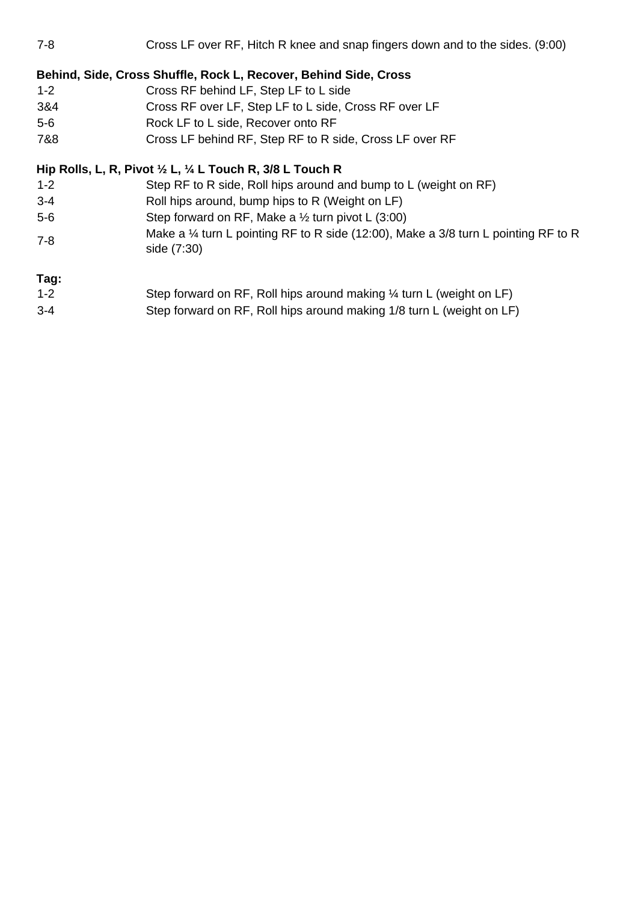7-8 Cross LF over RF, Hitch R knee and snap fingers down and to the sides. (9:00)

**Behind, Side, Cross Shuffle, Rock L, Recover, Behind Side, Cross**

| | |
|---|---|
| 1-2 | Cross RF behind LF, Step LF to L side |
| 3&4 | Cross RF over LF, Step LF to L side, Cross RF over LF |
| 5-6 | Rock LF to L side, Recover onto RF |
| 7&8 | Cross LF behind RF, Step RF to R side, Cross LF over RF |

**Hip Rolls, L, R, Pivot ½ L, ¼ L Touch R, 3/8 L Touch R**

| | |
|---|---|
| 1-2 | Step RF to R side, Roll hips around and bump to L (weight on RF) |
| 3-4 | Roll hips around, bump hips to R (Weight on LF) |
| 5-6 | Step forward on RF, Make a ½ turn pivot L (3:00) |
| 7-8 | Make a ¼ turn L pointing RF to R side (12:00), Make a 3/8 turn L pointing RF to R side (7:30) |

**Tag:**

| | |
|---|---|
| 1-2 | Step forward on RF, Roll hips around making ¼ turn L (weight on LF) |
| 3-4 | Step forward on RF, Roll hips around making 1/8 turn L (weight on LF) |